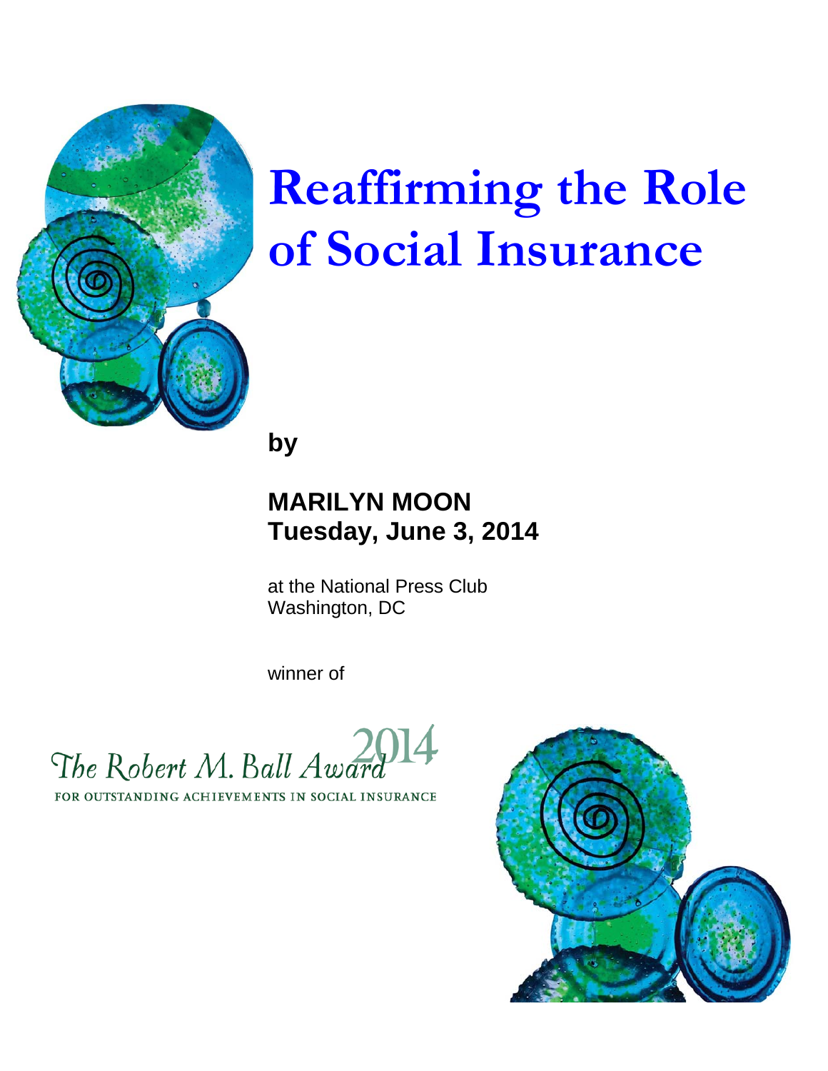# Reaffirming the Role of Social Insurance

**by**

**MARILYN MOON**
**Tuesday, June 3, 2014**

at the National Press Club
Washington, DC

winner of

The Robert M. Ball Award 2014

FOR OUTSTANDING ACHIEVEMENTS IN SOCIAL INSURANCE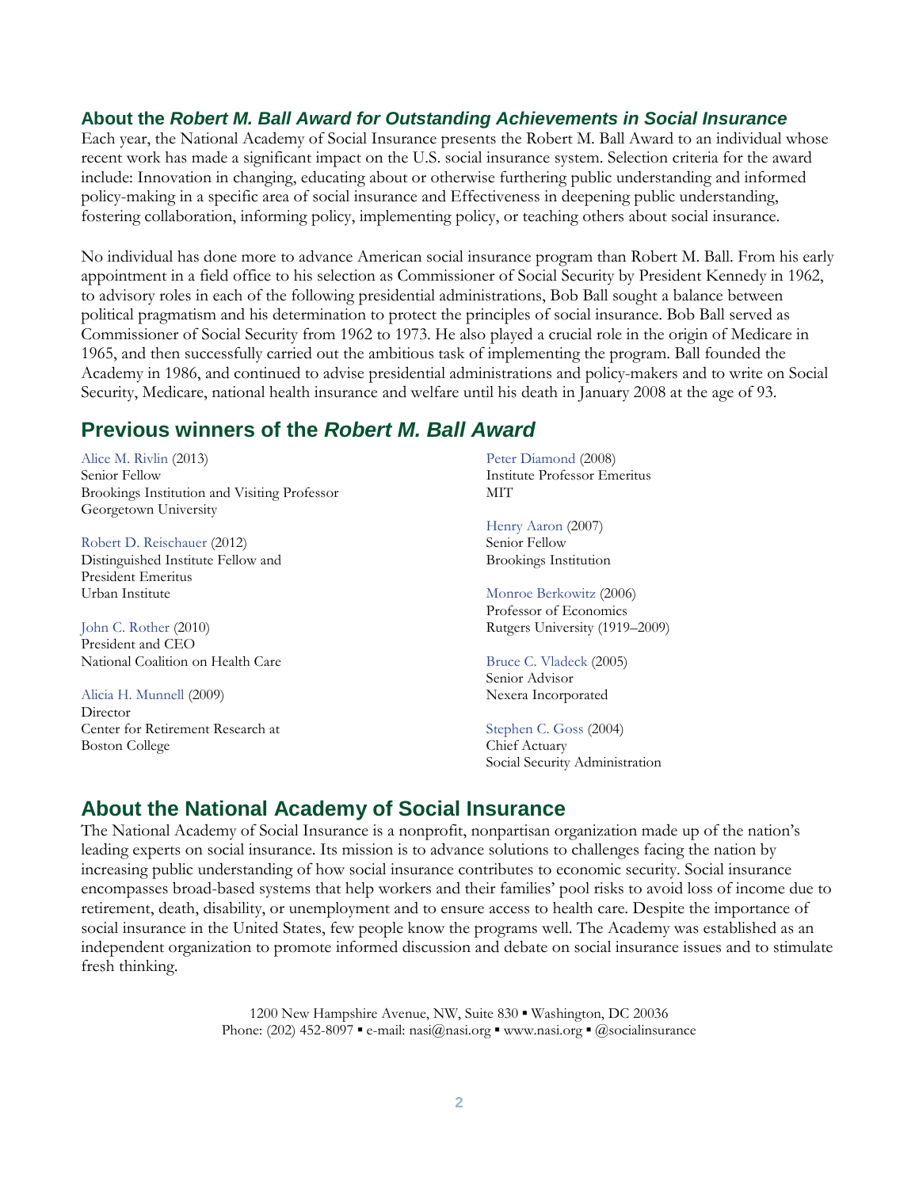## About the *Robert M. Ball Award for Outstanding Achievements in Social Insurance*

Each year, the National Academy of Social Insurance presents the Robert M. Ball Award to an individual whose recent work has made a significant impact on the U.S. social insurance system. Selection criteria for the award include: Innovation in changing, educating about or otherwise furthering public understanding and informed policy-making in a specific area of social insurance and Effectiveness in deepening public understanding, fostering collaboration, informing policy, implementing policy, or teaching others about social insurance.

No individual has done more to advance American social insurance program than Robert M. Ball. From his early appointment in a field office to his selection as Commissioner of Social Security by President Kennedy in 1962, to advisory roles in each of the following presidential administrations, Bob Ball sought a balance between political pragmatism and his determination to protect the principles of social insurance. Bob Ball served as Commissioner of Social Security from 1962 to 1973. He also played a crucial role in the origin of Medicare in 1965, and then successfully carried out the ambitious task of implementing the program. Ball founded the Academy in 1986, and continued to advise presidential administrations and policy-makers and to write on Social Security, Medicare, national health insurance and welfare until his death in January 2008 at the age of 93.

## Previous winners of the *Robert M. Ball Award*

Alice M. Rivlin (2013)
Senior Fellow
Brookings Institution and Visiting Professor
Georgetown University

Robert D. Reischauer (2012)
Distinguished Institute Fellow and
President Emeritus
Urban Institute

John C. Rother (2010)
President and CEO
National Coalition on Health Care

Alicia H. Munnell (2009)
Director
Center for Retirement Research at
Boston College

Peter Diamond (2008)
Institute Professor Emeritus
MIT

Henry Aaron (2007)
Senior Fellow
Brookings Institution

Monroe Berkowitz (2006)
Professor of Economics
Rutgers University (1919–2009)

Bruce C. Vladeck (2005)
Senior Advisor
Nexera Incorporated

Stephen C. Goss (2004)
Chief Actuary
Social Security Administration

## About the National Academy of Social Insurance

The National Academy of Social Insurance is a nonprofit, nonpartisan organization made up of the nation's leading experts on social insurance. Its mission is to advance solutions to challenges facing the nation by increasing public understanding of how social insurance contributes to economic security. Social insurance encompasses broad-based systems that help workers and their families' pool risks to avoid loss of income due to retirement, death, disability, or unemployment and to ensure access to health care. Despite the importance of social insurance in the United States, few people know the programs well. The Academy was established as an independent organization to promote informed discussion and debate on social insurance issues and to stimulate fresh thinking.

1200 New Hampshire Avenue, NW, Suite 830 ▪ Washington, DC 20036
Phone: (202) 452-8097 ▪ e-mail: nasi@nasi.org ▪ www.nasi.org ▪ @socialinsurance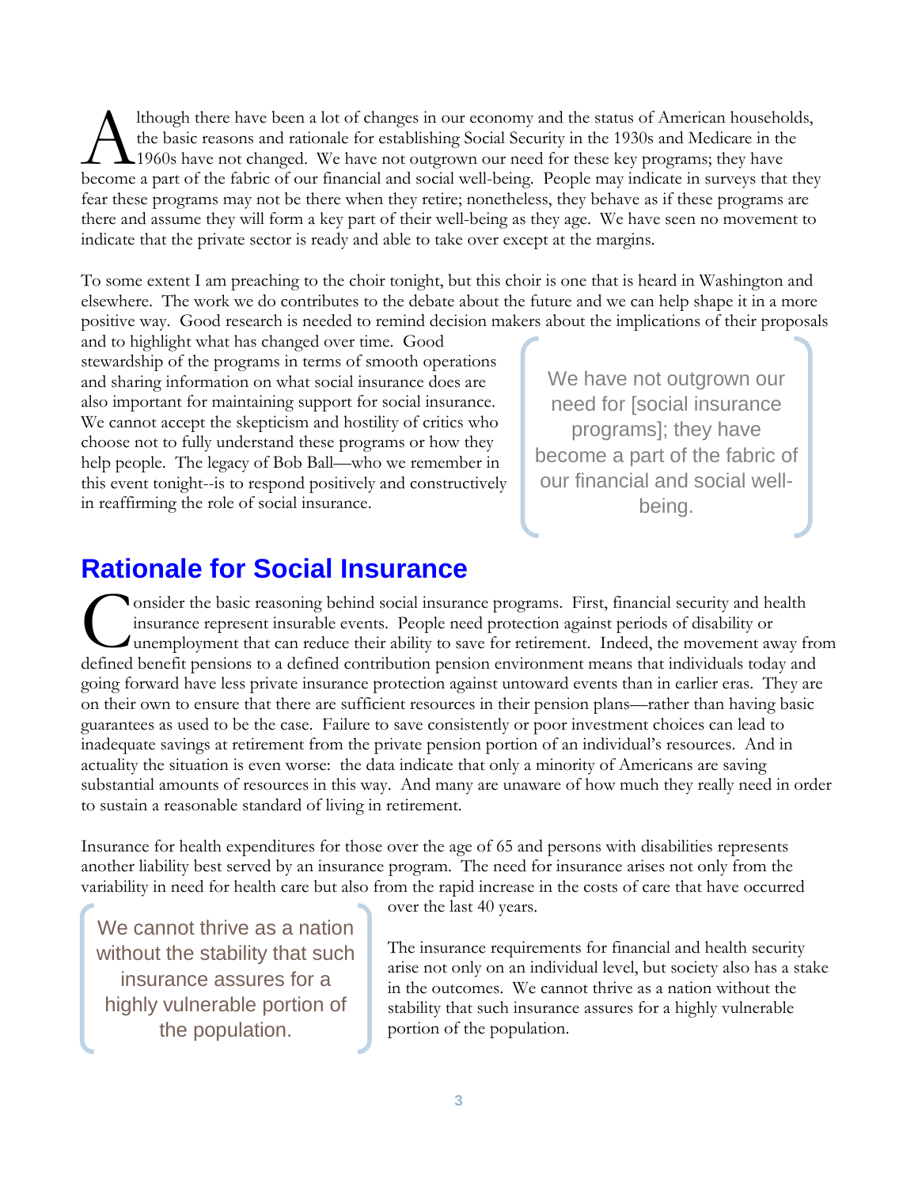Although there have been a lot of changes in our economy and the status of American households, the basic reasons and rationale for establishing Social Security in the 1930s and Medicare in the 1960s have not changed. We have not outgrown our need for these key programs; they have become a part of the fabric of our financial and social well-being. People may indicate in surveys that they fear these programs may not be there when they retire; nonetheless, they behave as if these programs are there and assume they will form a key part of their well-being as they age. We have seen no movement to indicate that the private sector is ready and able to take over except at the margins.

To some extent I am preaching to the choir tonight, but this choir is one that is heard in Washington and elsewhere. The work we do contributes to the debate about the future and we can help shape it in a more positive way. Good research is needed to remind decision makers about the implications of their proposals and to highlight what has changed over time. Good stewardship of the programs in terms of smooth operations and sharing information on what social insurance does are also important for maintaining support for social insurance. We cannot accept the skepticism and hostility of critics who choose not to fully understand these programs or how they help people. The legacy of Bob Ball—who we remember in this event tonight--is to respond positively and constructively in reaffirming the role of social insurance.

> We have not outgrown our need for [social insurance programs]; they have become a part of the fabric of our financial and social well-being.

## Rationale for Social Insurance

Consider the basic reasoning behind social insurance programs. First, financial security and health insurance represent insurable events. People need protection against periods of disability or unemployment that can reduce their ability to save for retirement. Indeed, the movement away from defined benefit pensions to a defined contribution pension environment means that individuals today and going forward have less private insurance protection against untoward events than in earlier eras. They are on their own to ensure that there are sufficient resources in their pension plans—rather than having basic guarantees as used to be the case. Failure to save consistently or poor investment choices can lead to inadequate savings at retirement from the private pension portion of an individual's resources. And in actuality the situation is even worse: the data indicate that only a minority of Americans are saving substantial amounts of resources in this way. And many are unaware of how much they really need in order to sustain a reasonable standard of living in retirement.

Insurance for health expenditures for those over the age of 65 and persons with disabilities represents another liability best served by an insurance program. The need for insurance arises not only from the variability in need for health care but also from the rapid increase in the costs of care that have occurred over the last 40 years.

> We cannot thrive as a nation without the stability that such insurance assures for a highly vulnerable portion of the population.

The insurance requirements for financial and health security arise not only on an individual level, but society also has a stake in the outcomes. We cannot thrive as a nation without the stability that such insurance assures for a highly vulnerable portion of the population.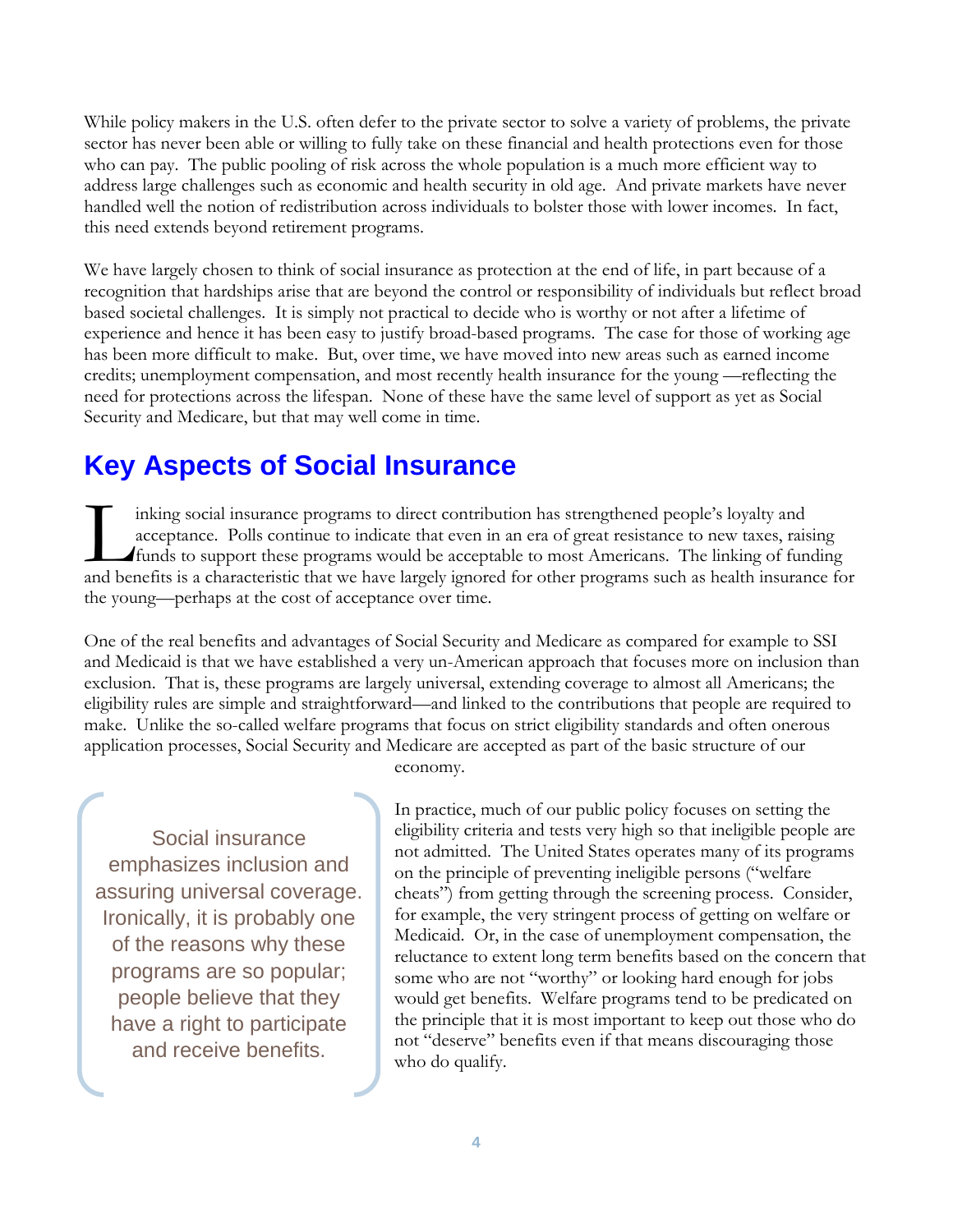While policy makers in the U.S. often defer to the private sector to solve a variety of problems, the private sector has never been able or willing to fully take on these financial and health protections even for those who can pay. The public pooling of risk across the whole population is a much more efficient way to address large challenges such as economic and health security in old age. And private markets have never handled well the notion of redistribution across individuals to bolster those with lower incomes. In fact, this need extends beyond retirement programs.

We have largely chosen to think of social insurance as protection at the end of life, in part because of a recognition that hardships arise that are beyond the control or responsibility of individuals but reflect broad based societal challenges. It is simply not practical to decide who is worthy or not after a lifetime of experience and hence it has been easy to justify broad-based programs. The case for those of working age has been more difficult to make. But, over time, we have moved into new areas such as earned income credits; unemployment compensation, and most recently health insurance for the young —reflecting the need for protections across the lifespan. None of these have the same level of support as yet as Social Security and Medicare, but that may well come in time.

## Key Aspects of Social Insurance

Linking social insurance programs to direct contribution has strengthened people's loyalty and acceptance. Polls continue to indicate that even in an era of great resistance to new taxes, raising funds to support these programs would be acceptable to most Americans. The linking of funding and benefits is a characteristic that we have largely ignored for other programs such as health insurance for the young—perhaps at the cost of acceptance over time.

One of the real benefits and advantages of Social Security and Medicare as compared for example to SSI and Medicaid is that we have established a very un-American approach that focuses more on inclusion than exclusion. That is, these programs are largely universal, extending coverage to almost all Americans; the eligibility rules are simple and straightforward—and linked to the contributions that people are required to make. Unlike the so-called welfare programs that focus on strict eligibility standards and often onerous application processes, Social Security and Medicare are accepted as part of the basic structure of our economy.

> Social insurance emphasizes inclusion and assuring universal coverage. Ironically, it is probably one of the reasons why these programs are so popular; people believe that they have a right to participate and receive benefits.

In practice, much of our public policy focuses on setting the eligibility criteria and tests very high so that ineligible people are not admitted. The United States operates many of its programs on the principle of preventing ineligible persons ("welfare cheats") from getting through the screening process. Consider, for example, the very stringent process of getting on welfare or Medicaid. Or, in the case of unemployment compensation, the reluctance to extent long term benefits based on the concern that some who are not "worthy" or looking hard enough for jobs would get benefits. Welfare programs tend to be predicated on the principle that it is most important to keep out those who do not "deserve" benefits even if that means discouraging those who do qualify.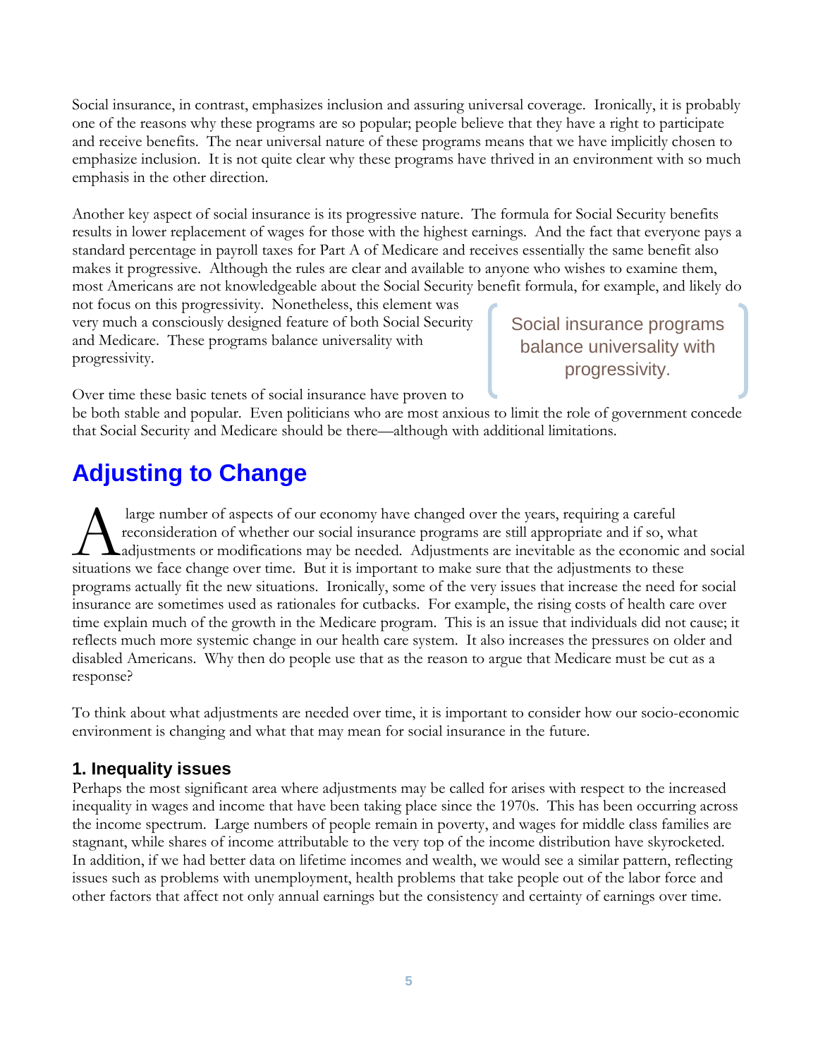Social insurance, in contrast, emphasizes inclusion and assuring universal coverage. Ironically, it is probably one of the reasons why these programs are so popular; people believe that they have a right to participate and receive benefits. The near universal nature of these programs means that we have implicitly chosen to emphasize inclusion. It is not quite clear why these programs have thrived in an environment with so much emphasis in the other direction.

Another key aspect of social insurance is its progressive nature. The formula for Social Security benefits results in lower replacement of wages for those with the highest earnings. And the fact that everyone pays a standard percentage in payroll taxes for Part A of Medicare and receives essentially the same benefit also makes it progressive. Although the rules are clear and available to anyone who wishes to examine them, most Americans are not knowledgeable about the Social Security benefit formula, for example, and likely do not focus on this progressivity. Nonetheless, this element was very much a consciously designed feature of both Social Security and Medicare. These programs balance universality with progressivity.

> Social insurance programs balance universality with progressivity.

Over time these basic tenets of social insurance have proven to be both stable and popular. Even politicians who are most anxious to limit the role of government concede that Social Security and Medicare should be there—although with additional limitations.

## Adjusting to Change

A large number of aspects of our economy have changed over the years, requiring a careful reconsideration of whether our social insurance programs are still appropriate and if so, what adjustments or modifications may be needed. Adjustments are inevitable as the economic and social situations we face change over time. But it is important to make sure that the adjustments to these programs actually fit the new situations. Ironically, some of the very issues that increase the need for social insurance are sometimes used as rationales for cutbacks. For example, the rising costs of health care over time explain much of the growth in the Medicare program. This is an issue that individuals did not cause; it reflects much more systemic change in our health care system. It also increases the pressures on older and disabled Americans. Why then do people use that as the reason to argue that Medicare must be cut as a response?

To think about what adjustments are needed over time, it is important to consider how our socio-economic environment is changing and what that may mean for social insurance in the future.

### 1. Inequality issues

Perhaps the most significant area where adjustments may be called for arises with respect to the increased inequality in wages and income that have been taking place since the 1970s. This has been occurring across the income spectrum. Large numbers of people remain in poverty, and wages for middle class families are stagnant, while shares of income attributable to the very top of the income distribution have skyrocketed. In addition, if we had better data on lifetime incomes and wealth, we would see a similar pattern, reflecting issues such as problems with unemployment, health problems that take people out of the labor force and other factors that affect not only annual earnings but the consistency and certainty of earnings over time.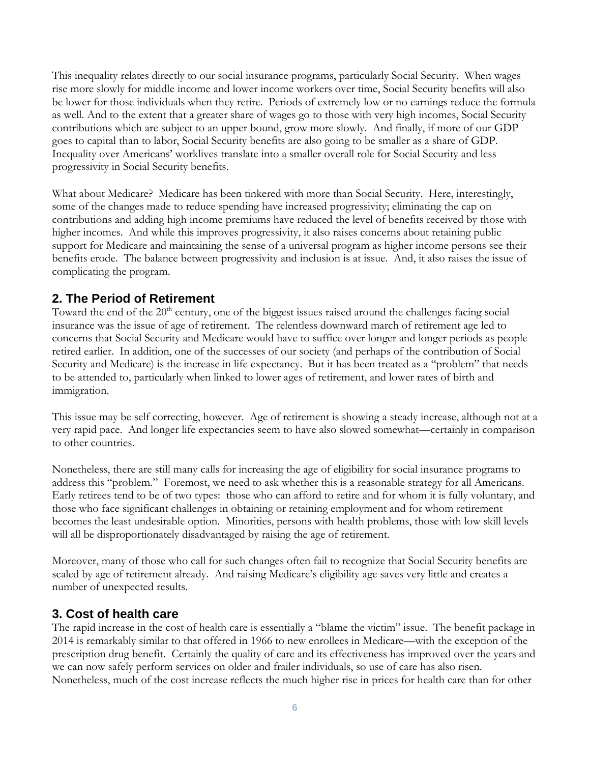This inequality relates directly to our social insurance programs, particularly Social Security. When wages rise more slowly for middle income and lower income workers over time, Social Security benefits will also be lower for those individuals when they retire. Periods of extremely low or no earnings reduce the formula as well. And to the extent that a greater share of wages go to those with very high incomes, Social Security contributions which are subject to an upper bound, grow more slowly. And finally, if more of our GDP goes to capital than to labor, Social Security benefits are also going to be smaller as a share of GDP. Inequality over Americans' worklives translate into a smaller overall role for Social Security and less progressivity in Social Security benefits.

What about Medicare? Medicare has been tinkered with more than Social Security. Here, interestingly, some of the changes made to reduce spending have increased progressivity; eliminating the cap on contributions and adding high income premiums have reduced the level of benefits received by those with higher incomes. And while this improves progressivity, it also raises concerns about retaining public support for Medicare and maintaining the sense of a universal program as higher income persons see their benefits erode. The balance between progressivity and inclusion is at issue. And, it also raises the issue of complicating the program.

## 2. The Period of Retirement

Toward the end of the 20th century, one of the biggest issues raised around the challenges facing social insurance was the issue of age of retirement. The relentless downward march of retirement age led to concerns that Social Security and Medicare would have to suffice over longer and longer periods as people retired earlier. In addition, one of the successes of our society (and perhaps of the contribution of Social Security and Medicare) is the increase in life expectancy. But it has been treated as a "problem" that needs to be attended to, particularly when linked to lower ages of retirement, and lower rates of birth and immigration.

This issue may be self correcting, however. Age of retirement is showing a steady increase, although not at a very rapid pace. And longer life expectancies seem to have also slowed somewhat—certainly in comparison to other countries.

Nonetheless, there are still many calls for increasing the age of eligibility for social insurance programs to address this "problem." Foremost, we need to ask whether this is a reasonable strategy for all Americans. Early retirees tend to be of two types: those who can afford to retire and for whom it is fully voluntary, and those who face significant challenges in obtaining or retaining employment and for whom retirement becomes the least undesirable option. Minorities, persons with health problems, those with low skill levels will all be disproportionately disadvantaged by raising the age of retirement.

Moreover, many of those who call for such changes often fail to recognize that Social Security benefits are scaled by age of retirement already. And raising Medicare's eligibility age saves very little and creates a number of unexpected results.

## 3. Cost of health care

The rapid increase in the cost of health care is essentially a "blame the victim" issue. The benefit package in 2014 is remarkably similar to that offered in 1966 to new enrollees in Medicare—with the exception of the prescription drug benefit. Certainly the quality of care and its effectiveness has improved over the years and we can now safely perform services on older and frailer individuals, so use of care has also risen. Nonetheless, much of the cost increase reflects the much higher rise in prices for health care than for other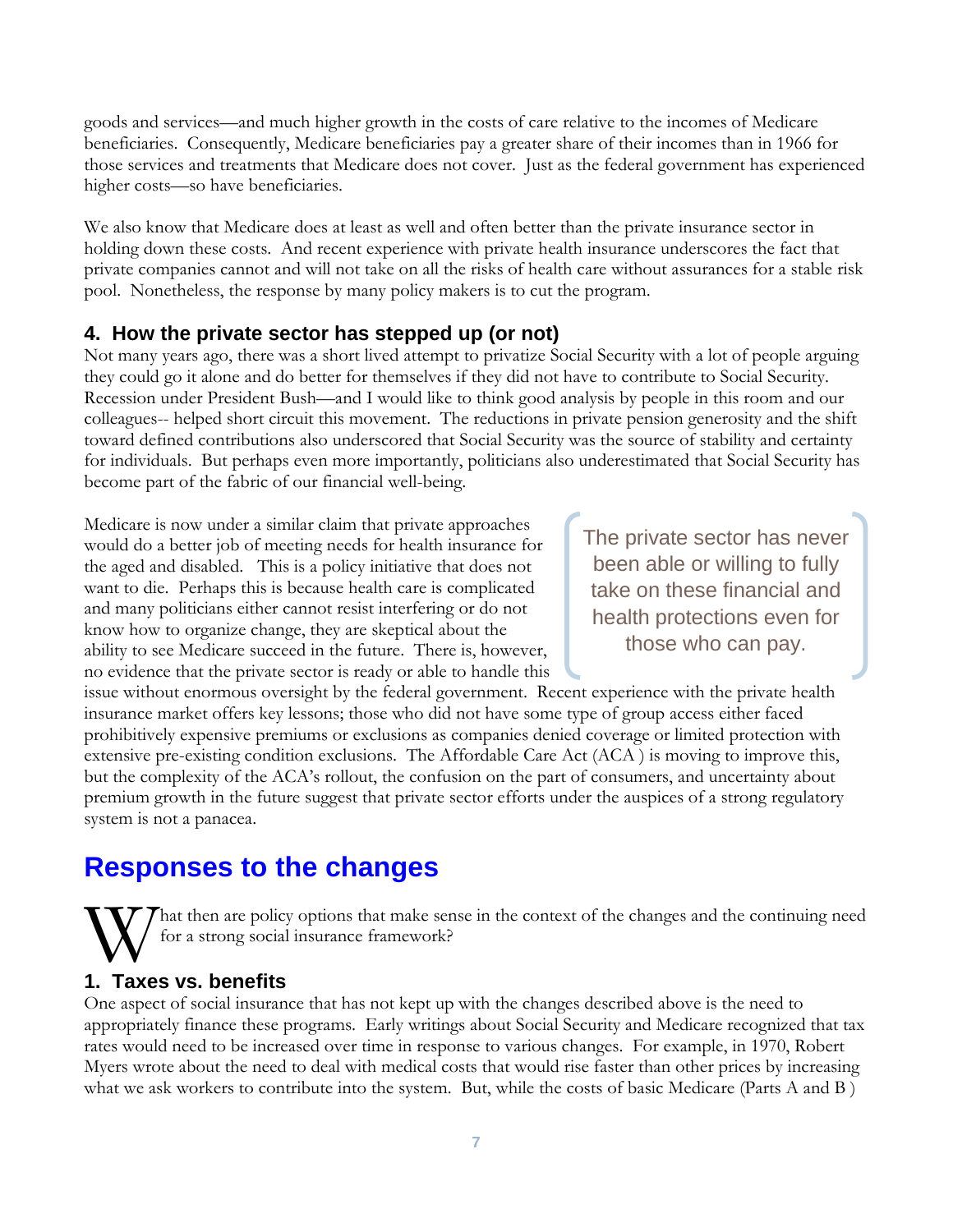goods and services—and much higher growth in the costs of care relative to the incomes of Medicare beneficiaries. Consequently, Medicare beneficiaries pay a greater share of their incomes than in 1966 for those services and treatments that Medicare does not cover. Just as the federal government has experienced higher costs—so have beneficiaries.

We also know that Medicare does at least as well and often better than the private insurance sector in holding down these costs. And recent experience with private health insurance underscores the fact that private companies cannot and will not take on all the risks of health care without assurances for a stable risk pool. Nonetheless, the response by many policy makers is to cut the program.

### 4. How the private sector has stepped up (or not)

Not many years ago, there was a short lived attempt to privatize Social Security with a lot of people arguing they could go it alone and do better for themselves if they did not have to contribute to Social Security. Recession under President Bush—and I would like to think good analysis by people in this room and our colleagues-- helped short circuit this movement. The reductions in private pension generosity and the shift toward defined contributions also underscored that Social Security was the source of stability and certainty for individuals. But perhaps even more importantly, politicians also underestimated that Social Security has become part of the fabric of our financial well-being.

Medicare is now under a similar claim that private approaches would do a better job of meeting needs for health insurance for the aged and disabled. This is a policy initiative that does not want to die. Perhaps this is because health care is complicated and many politicians either cannot resist interfering or do not know how to organize change, they are skeptical about the ability to see Medicare succeed in the future. There is, however, no evidence that the private sector is ready or able to handle this issue without enormous oversight by the federal government. Recent experience with the private health insurance market offers key lessons; those who did not have some type of group access either faced prohibitively expensive premiums or exclusions as companies denied coverage or limited protection with extensive pre-existing condition exclusions. The Affordable Care Act (ACA ) is moving to improve this, but the complexity of the ACA's rollout, the confusion on the part of consumers, and uncertainty about premium growth in the future suggest that private sector efforts under the auspices of a strong regulatory system is not a panacea.

> The private sector has never been able or willing to fully take on these financial and health protections even for those who can pay.

## Responses to the changes

What then are policy options that make sense in the context of the changes and the continuing need for a strong social insurance framework?

### 1. Taxes vs. benefits

One aspect of social insurance that has not kept up with the changes described above is the need to appropriately finance these programs. Early writings about Social Security and Medicare recognized that tax rates would need to be increased over time in response to various changes. For example, in 1970, Robert Myers wrote about the need to deal with medical costs that would rise faster than other prices by increasing what we ask workers to contribute into the system. But, while the costs of basic Medicare (Parts A and B )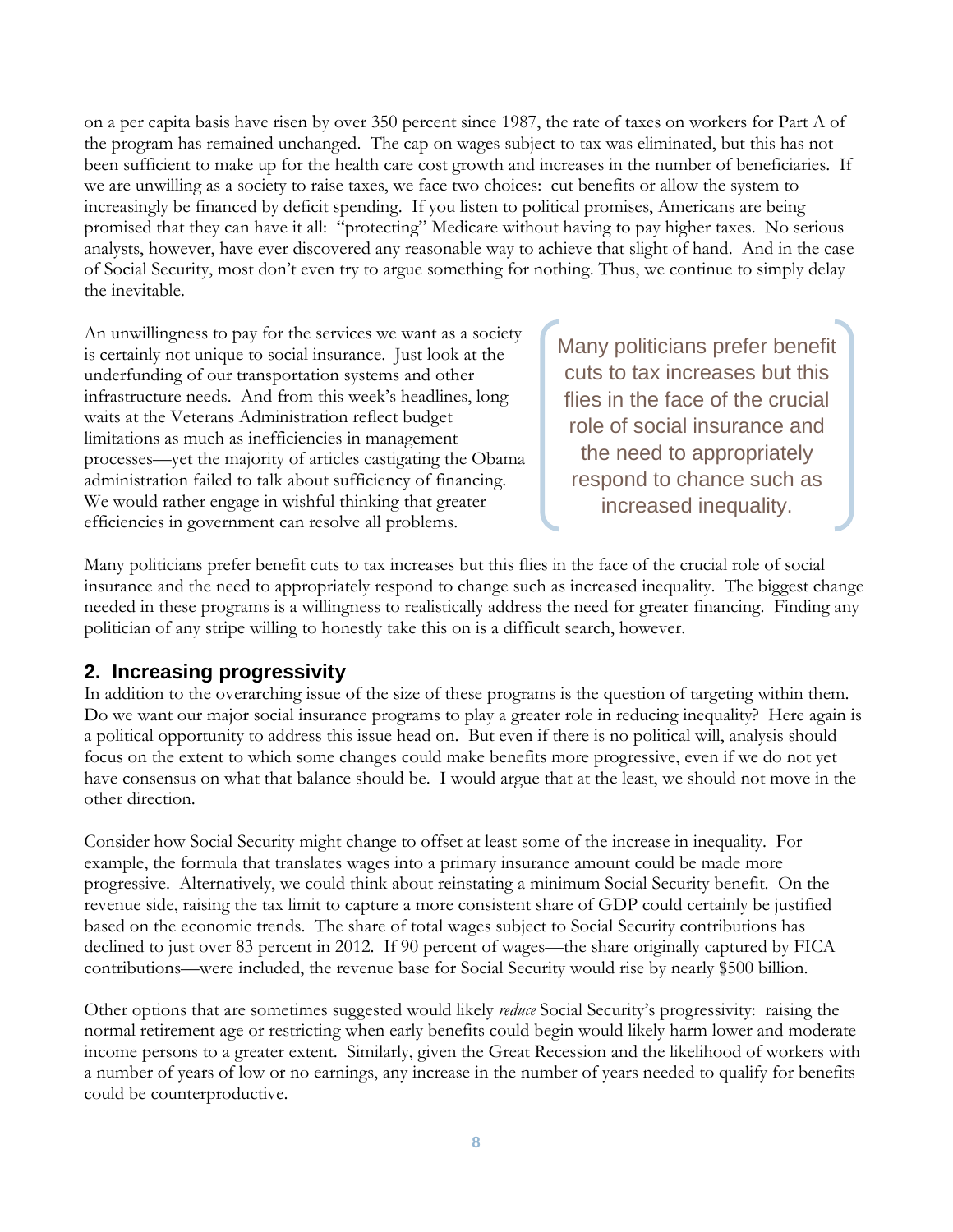on a per capita basis have risen by over 350 percent since 1987, the rate of taxes on workers for Part A of the program has remained unchanged. The cap on wages subject to tax was eliminated, but this has not been sufficient to make up for the health care cost growth and increases in the number of beneficiaries. If we are unwilling as a society to raise taxes, we face two choices: cut benefits or allow the system to increasingly be financed by deficit spending. If you listen to political promises, Americans are being promised that they can have it all: "protecting" Medicare without having to pay higher taxes. No serious analysts, however, have ever discovered any reasonable way to achieve that slight of hand. And in the case of Social Security, most don't even try to argue something for nothing. Thus, we continue to simply delay the inevitable.

An unwillingness to pay for the services we want as a society is certainly not unique to social insurance. Just look at the underfunding of our transportation systems and other infrastructure needs. And from this week's headlines, long waits at the Veterans Administration reflect budget limitations as much as inefficiencies in management processes—yet the majority of articles castigating the Obama administration failed to talk about sufficiency of financing. We would rather engage in wishful thinking that greater efficiencies in government can resolve all problems.

> Many politicians prefer benefit cuts to tax increases but this flies in the face of the crucial role of social insurance and the need to appropriately respond to chance such as increased inequality.

Many politicians prefer benefit cuts to tax increases but this flies in the face of the crucial role of social insurance and the need to appropriately respond to change such as increased inequality. The biggest change needed in these programs is a willingness to realistically address the need for greater financing. Finding any politician of any stripe willing to honestly take this on is a difficult search, however.

## 2. Increasing progressivity

In addition to the overarching issue of the size of these programs is the question of targeting within them. Do we want our major social insurance programs to play a greater role in reducing inequality? Here again is a political opportunity to address this issue head on. But even if there is no political will, analysis should focus on the extent to which some changes could make benefits more progressive, even if we do not yet have consensus on what that balance should be. I would argue that at the least, we should not move in the other direction.

Consider how Social Security might change to offset at least some of the increase in inequality. For example, the formula that translates wages into a primary insurance amount could be made more progressive. Alternatively, we could think about reinstating a minimum Social Security benefit. On the revenue side, raising the tax limit to capture a more consistent share of GDP could certainly be justified based on the economic trends. The share of total wages subject to Social Security contributions has declined to just over 83 percent in 2012. If 90 percent of wages—the share originally captured by FICA contributions—were included, the revenue base for Social Security would rise by nearly $500 billion.

Other options that are sometimes suggested would likely *reduce* Social Security's progressivity: raising the normal retirement age or restricting when early benefits could begin would likely harm lower and moderate income persons to a greater extent. Similarly, given the Great Recession and the likelihood of workers with a number of years of low or no earnings, any increase in the number of years needed to qualify for benefits could be counterproductive.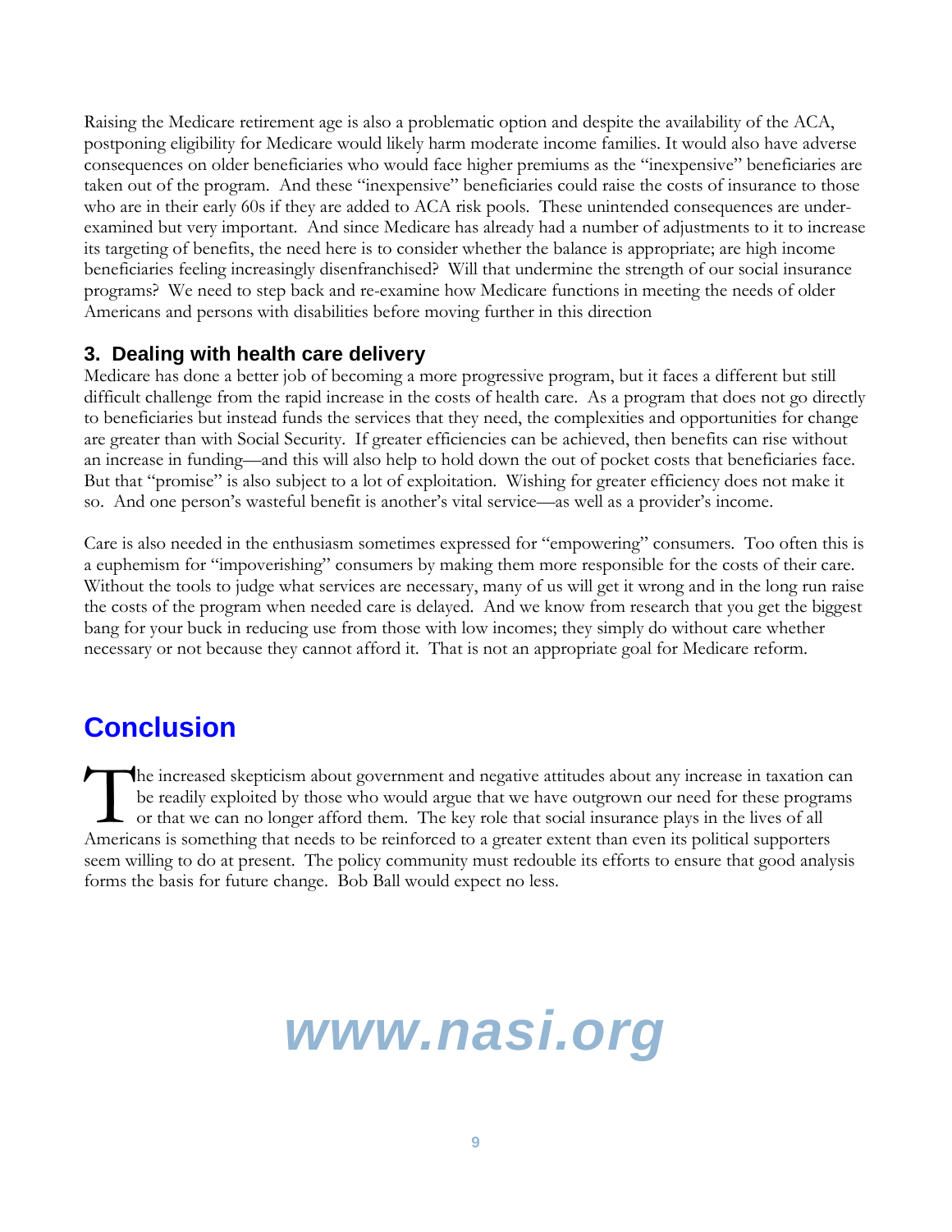Raising the Medicare retirement age is also a problematic option and despite the availability of the ACA, postponing eligibility for Medicare would likely harm moderate income families. It would also have adverse consequences on older beneficiaries who would face higher premiums as the "inexpensive" beneficiaries are taken out of the program. And these "inexpensive" beneficiaries could raise the costs of insurance to those who are in their early 60s if they are added to ACA risk pools. These unintended consequences are under-examined but very important. And since Medicare has already had a number of adjustments to it to increase its targeting of benefits, the need here is to consider whether the balance is appropriate; are high income beneficiaries feeling increasingly disenfranchised? Will that undermine the strength of our social insurance programs? We need to step back and re-examine how Medicare functions in meeting the needs of older Americans and persons with disabilities before moving further in this direction

### 3. Dealing with health care delivery

Medicare has done a better job of becoming a more progressive program, but it faces a different but still difficult challenge from the rapid increase in the costs of health care. As a program that does not go directly to beneficiaries but instead funds the services that they need, the complexities and opportunities for change are greater than with Social Security. If greater efficiencies can be achieved, then benefits can rise without an increase in funding—and this will also help to hold down the out of pocket costs that beneficiaries face. But that "promise" is also subject to a lot of exploitation. Wishing for greater efficiency does not make it so. And one person's wasteful benefit is another's vital service—as well as a provider's income.

Care is also needed in the enthusiasm sometimes expressed for "empowering" consumers. Too often this is a euphemism for "impoverishing" consumers by making them more responsible for the costs of their care. Without the tools to judge what services are necessary, many of us will get it wrong and in the long run raise the costs of the program when needed care is delayed. And we know from research that you get the biggest bang for your buck in reducing use from those with low incomes; they simply do without care whether necessary or not because they cannot afford it. That is not an appropriate goal for Medicare reform.

## Conclusion

The increased skepticism about government and negative attitudes about any increase in taxation can be readily exploited by those who would argue that we have outgrown our need for these programs or that we can no longer afford them. The key role that social insurance plays in the lives of all Americans is something that needs to be reinforced to a greater extent than even its political supporters seem willing to do at present. The policy community must redouble its efforts to ensure that good analysis forms the basis for future change. Bob Ball would expect no less.

**www.nasi.org**